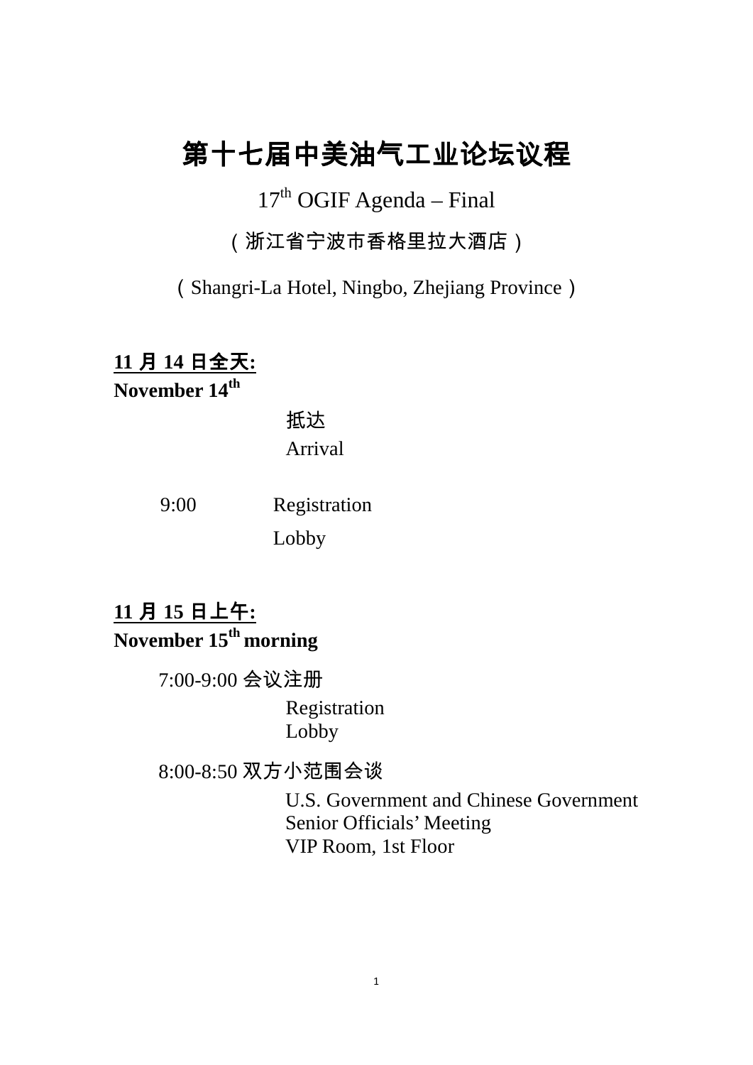# 第十七届中美油气工业论坛议程

17th OGIF Agenda – Final

（浙江省宁波市香格里拉大酒店）

（Shangri-La Hotel, Ningbo, Zhejiang Province）

**11 月 14 日全天:**
**November 14th**

抵达
Arrival

9:00 Registration
Lobby

**11 月 15 日上午:**
**November 15th morning**

7:00-9:00 会议注册
Registration
Lobby

8:00-8:50 双方小范围会谈
U.S. Government and Chinese Government Senior Officials' Meeting
VIP Room, 1st Floor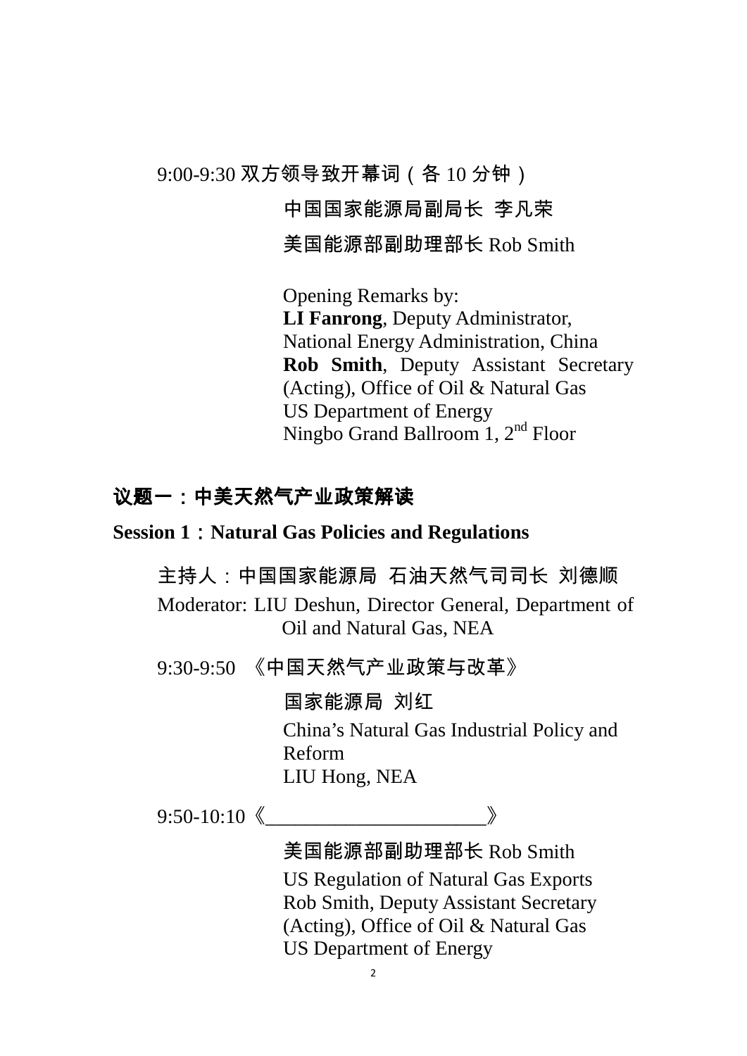9:00-9:30 双方领导致开幕词（各 10 分钟）

中国国家能源局副局长 李凡荣

美国能源部副助理部长 Rob Smith

Opening Remarks by:
**LI Fanrong**, Deputy Administrator, National Energy Administration, China
**Rob Smith**, Deputy Assistant Secretary (Acting), Office of Oil & Natural Gas
US Department of Energy
Ningbo Grand Ballroom 1, 2nd Floor

## 议题一：中美天然气产业政策解读

## Session 1：Natural Gas Policies and Regulations

主持人：中国国家能源局 石油天然气司司长 刘德顺

Moderator: LIU Deshun, Director General, Department of Oil and Natural Gas, NEA

9:30-9:50 《中国天然气产业政策与改革》

国家能源局 刘红

China's Natural Gas Industrial Policy and Reform
LIU Hong, NEA

9:50-10:10《______________________》

美国能源部副助理部长 Rob Smith

US Regulation of Natural Gas Exports
Rob Smith, Deputy Assistant Secretary (Acting), Office of Oil & Natural Gas
US Department of Energy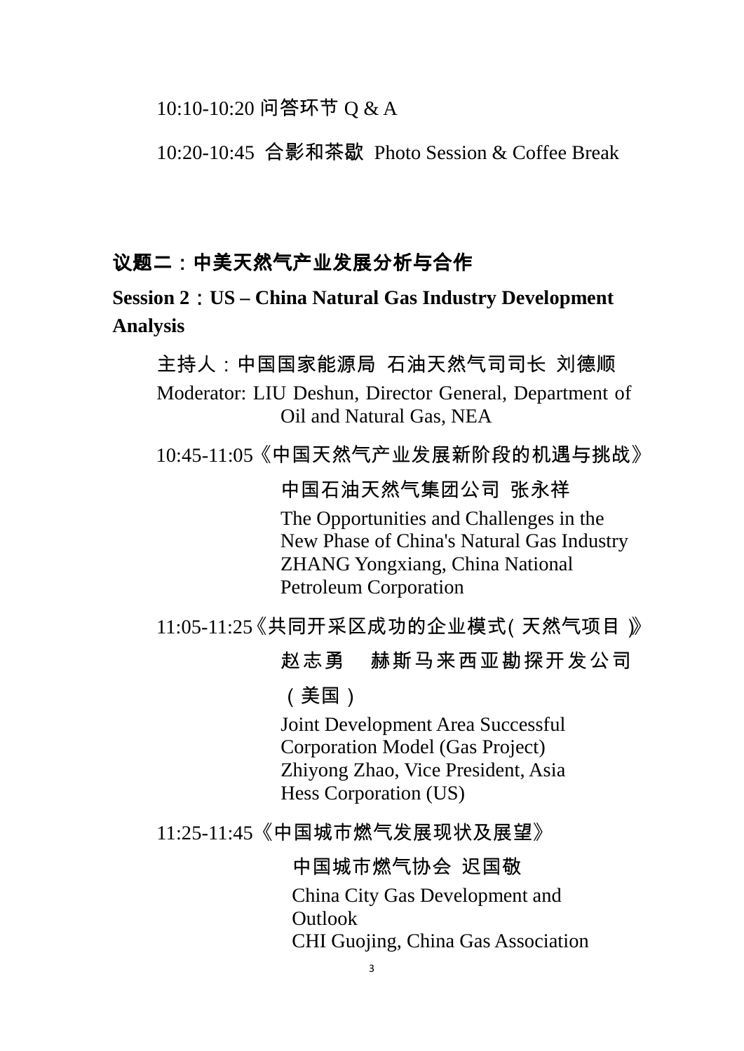10:10-10:20 问答环节 Q & A

10:20-10:45 合影和茶歇 Photo Session & Coffee Break

## 议题二：中美天然气产业发展分析与合作

## Session 2：US – China Natural Gas Industry Development Analysis

主持人：中国国家能源局 石油天然气司司长 刘德顺

Moderator: LIU Deshun, Director General, Department of Oil and Natural Gas, NEA

10:45-11:05《中国天然气产业发展新阶段的机遇与挑战》

中国石油天然气集团公司 张永祥

The Opportunities and Challenges in the New Phase of China's Natural Gas Industry

ZHANG Yongxiang, China National Petroleum Corporation

11:05-11:25《共同开采区成功的企业模式(天然气项目)》

赵志勇 赫斯马来西亚勘探开发公司（美国）

Joint Development Area Successful Corporation Model (Gas Project)

Zhiyong Zhao, Vice President, Asia Hess Corporation (US)

11:25-11:45《中国城市燃气发展现状及展望》

中国城市燃气协会 迟国敬

China City Gas Development and Outlook

CHI Guojing, China Gas Association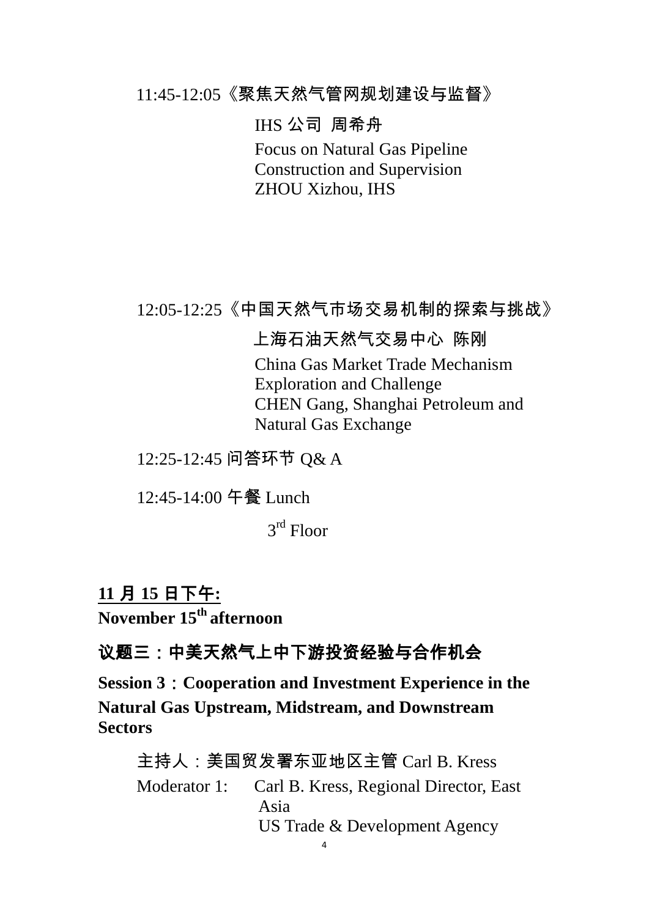11:45-12:05《聚焦天然气管网规划建设与监督》

IHS 公司 周希舟

Focus on Natural Gas Pipeline Construction and Supervision
ZHOU Xizhou, IHS

12:05-12:25《中国天然气市场交易机制的探索与挑战》

上海石油天然气交易中心 陈刚

China Gas Market Trade Mechanism Exploration and Challenge
CHEN Gang, Shanghai Petroleum and Natural Gas Exchange

12:25-12:45 问答环节 Q& A

12:45-14:00 午餐 Lunch

3rd Floor

**11 月 15 日下午:**
**November 15th afternoon**

## 议题三：中美天然气上中下游投资经验与合作机会

## Session 3：Cooperation and Investment Experience in the Natural Gas Upstream, Midstream, and Downstream Sectors

主持人：美国贸发署东亚地区主管 Carl B. Kress

Moderator 1: Carl B. Kress, Regional Director, East Asia
US Trade & Development Agency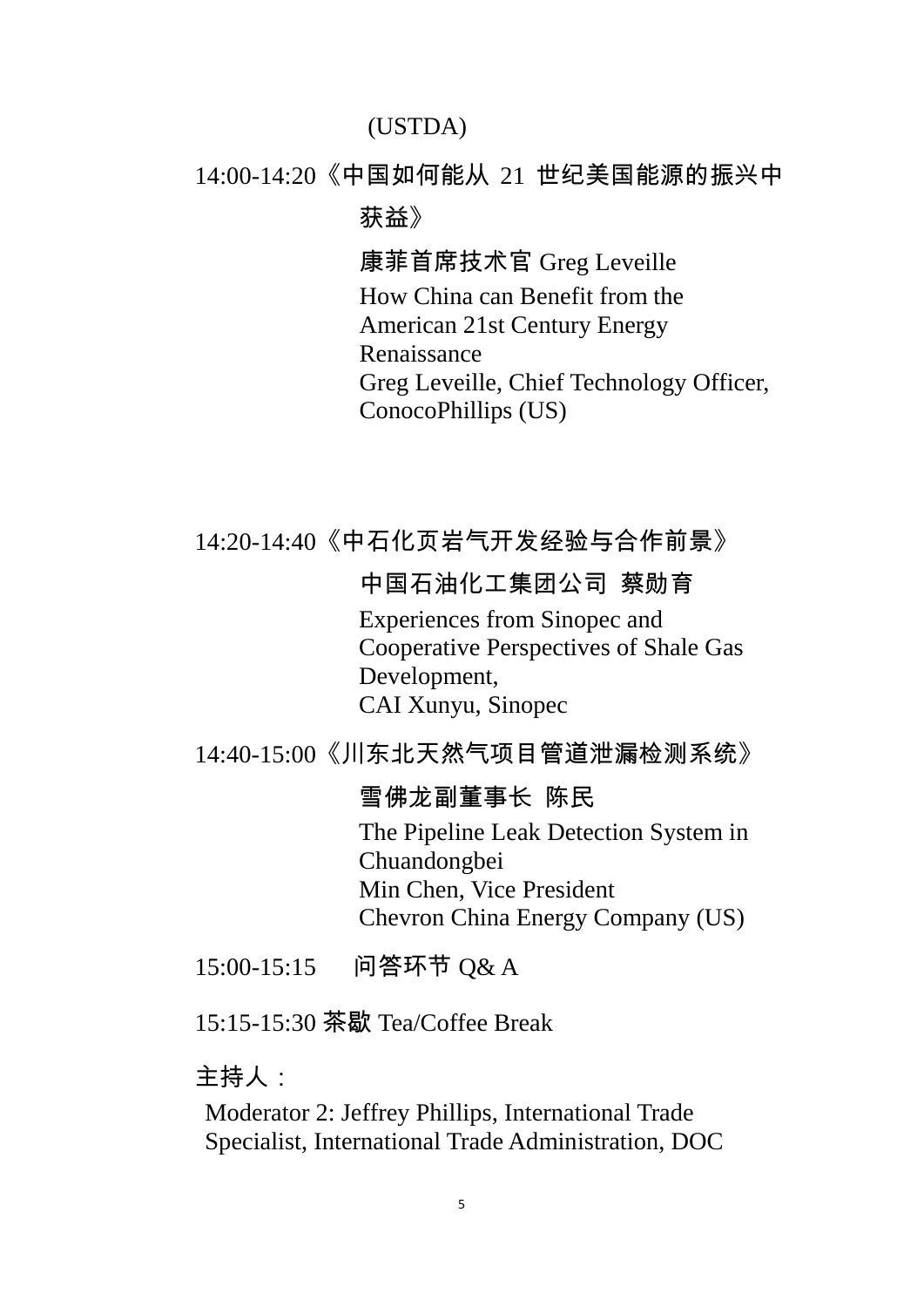(USTDA)

14:00-14:20《中国如何能从 21 世纪美国能源的振兴中获益》

康菲首席技术官 Greg Leveille

How China can Benefit from the American 21st Century Energy Renaissance
Greg Leveille, Chief Technology Officer, ConocoPhillips (US)

14:20-14:40《中石化页岩气开发经验与合作前景》

中国石油化工集团公司 蔡勋育

Experiences from Sinopec and Cooperative Perspectives of Shale Gas Development,
CAI Xunyu, Sinopec

14:40-15:00《川东北天然气项目管道泄漏检测系统》

雪佛龙副董事长 陈民

The Pipeline Leak Detection System in Chuandongbei
Min Chen, Vice President
Chevron China Energy Company (US)

15:00-15:15 问答环节 Q& A

15:15-15:30 茶歇 Tea/Coffee Break

主持人：

Moderator 2: Jeffrey Phillips, International Trade Specialist, International Trade Administration, DOC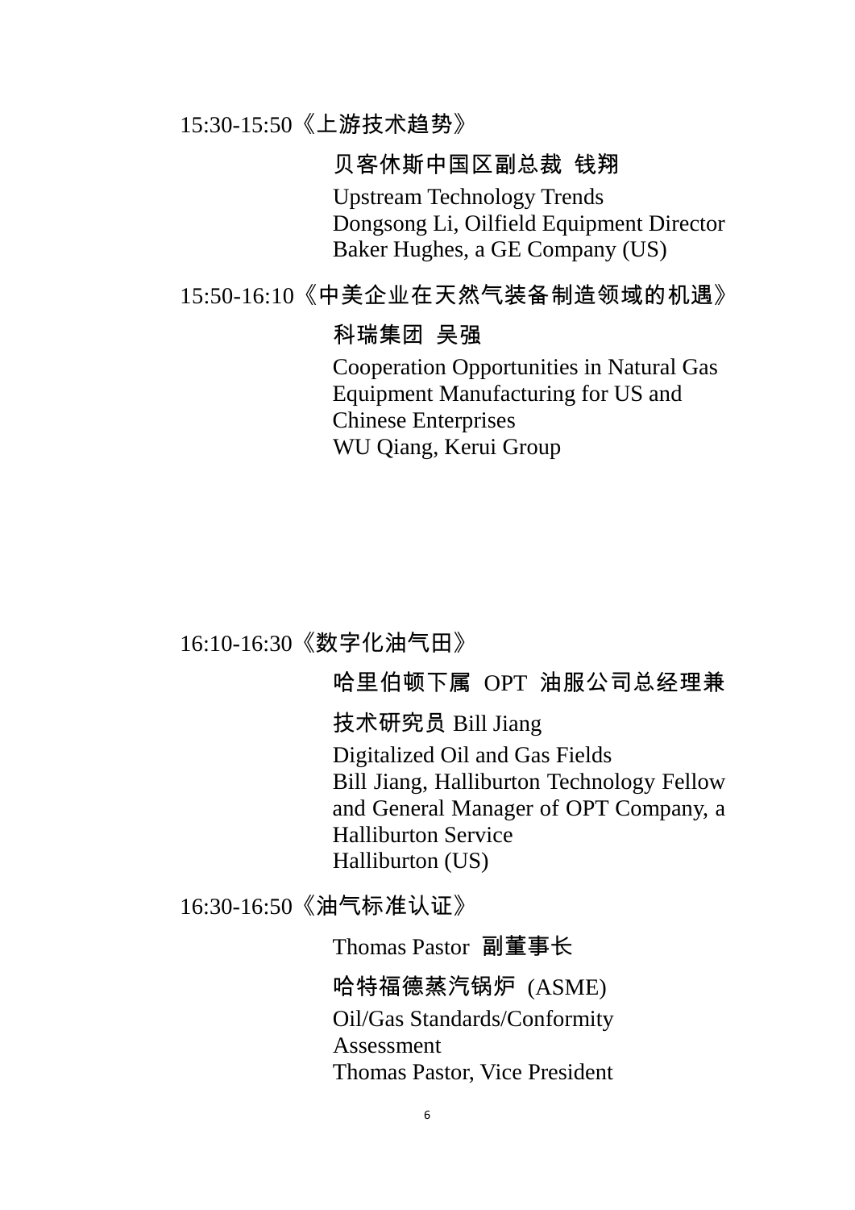15:30-15:50《上游技术趋势》

贝客休斯中国区副总裁 钱翔

Upstream Technology Trends
Dongsong Li, Oilfield Equipment Director
Baker Hughes, a GE Company (US)

15:50-16:10《中美企业在天然气装备制造领域的机遇》

科瑞集团 吴强

Cooperation Opportunities in Natural Gas Equipment Manufacturing for US and Chinese Enterprises
WU Qiang, Kerui Group

16:10-16:30《数字化油气田》

哈里伯顿下属 OPT 油服公司总经理兼技术研究员 Bill Jiang

Digitalized Oil and Gas Fields
Bill Jiang, Halliburton Technology Fellow and General Manager of OPT Company, a Halliburton Service
Halliburton (US)

16:30-16:50《油气标准认证》

Thomas Pastor 副董事长

哈特福德蒸汽锅炉 (ASME)

Oil/Gas Standards/Conformity Assessment
Thomas Pastor, Vice President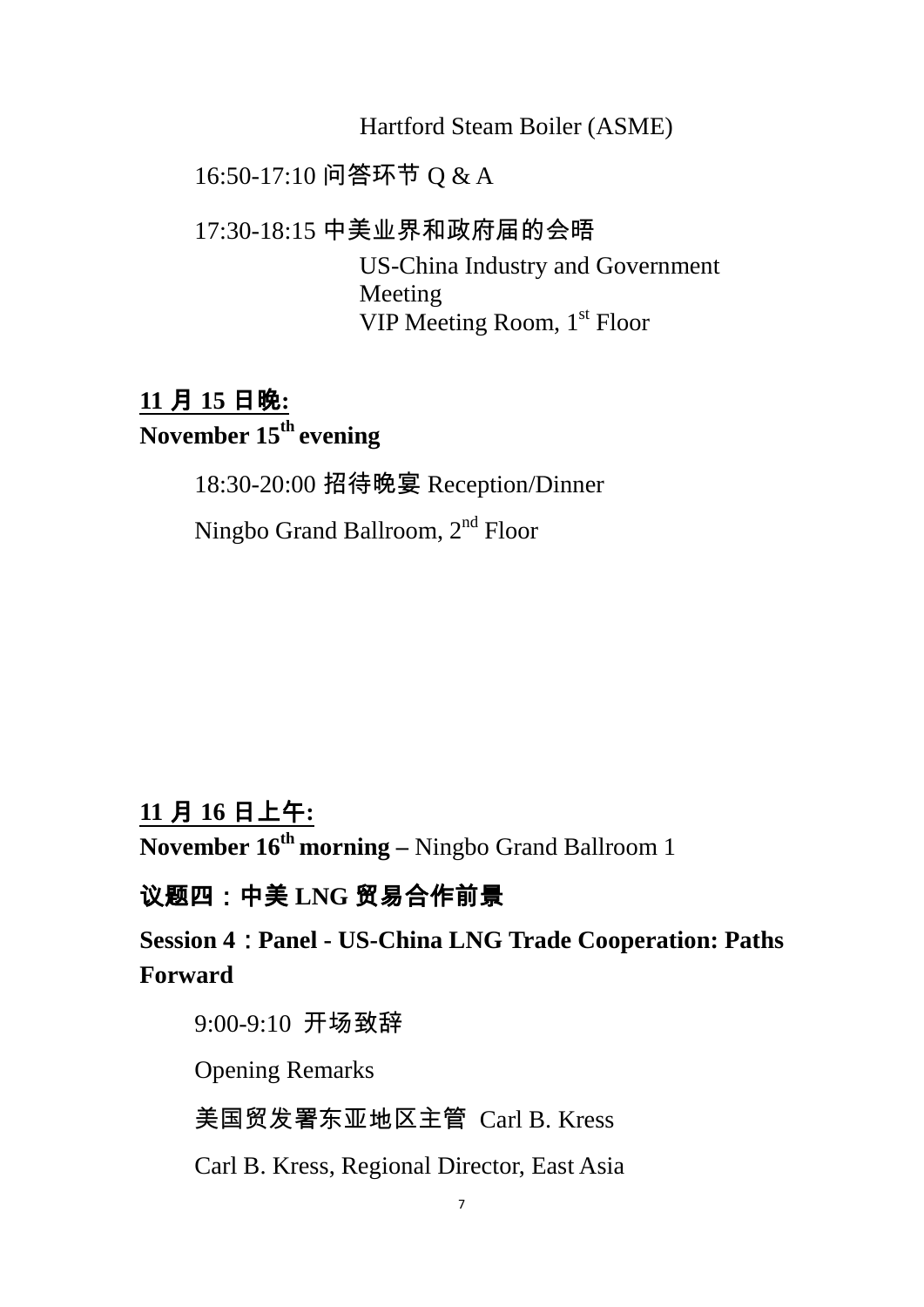Hartford Steam Boiler (ASME)

16:50-17:10 问答环节 Q & A

17:30-18:15 中美业界和政府届的会晤

US-China Industry and Government Meeting
VIP Meeting Room, 1st Floor

**11 月 15 日晚:**
**November 15th evening**

18:30-20:00 招待晚宴 Reception/Dinner

Ningbo Grand Ballroom, 2nd Floor

**11 月 16 日上午:**
**November 16th morning –** Ningbo Grand Ballroom 1

## 议题四：中美 LNG 贸易合作前景

## Session 4：Panel - US-China LNG Trade Cooperation: Paths Forward

9:00-9:10 开场致辞

Opening Remarks

美国贸发署东亚地区主管 Carl B. Kress

Carl B. Kress, Regional Director, East Asia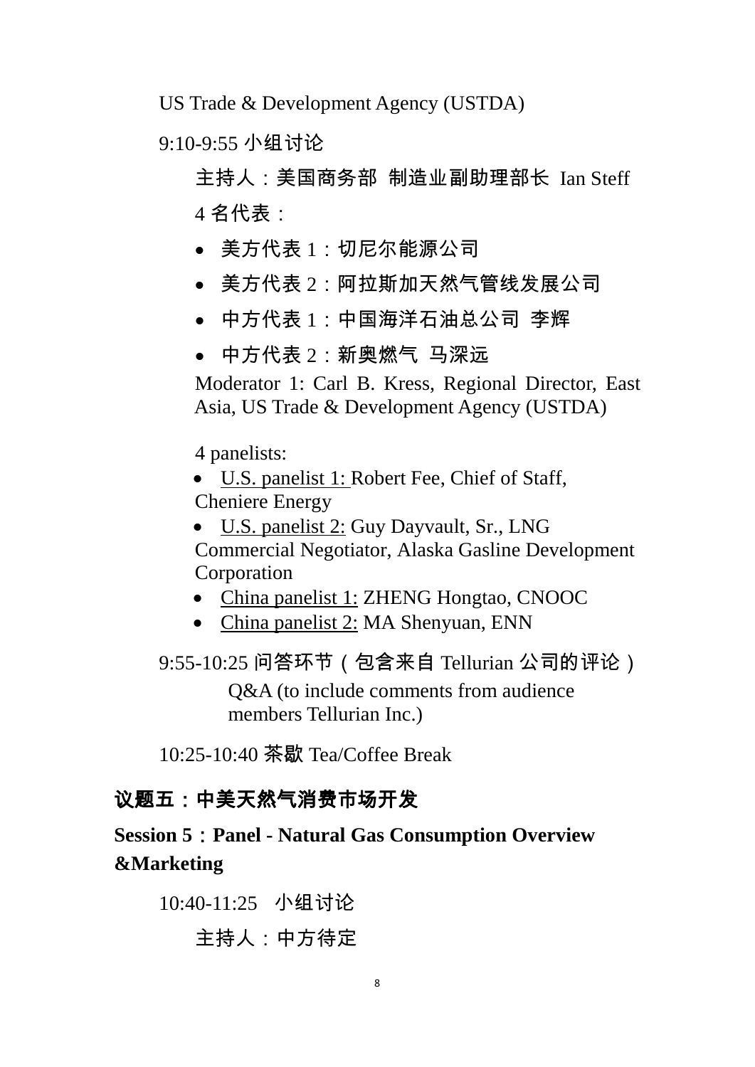US Trade & Development Agency (USTDA)

9:10-9:55 小组讨论

主持人：美国商务部 制造业副助理部长 Ian Steff

4 名代表：

- 美方代表 1：切尼尔能源公司
- 美方代表 2：阿拉斯加天然气管线发展公司
- 中方代表 1：中国海洋石油总公司 李辉
- 中方代表 2：新奥燃气 马深远

Moderator 1: Carl B. Kress, Regional Director, East Asia, US Trade & Development Agency (USTDA)

4 panelists:

- U.S. panelist 1: Robert Fee, Chief of Staff, Cheniere Energy
- U.S. panelist 2: Guy Dayvault, Sr., LNG Commercial Negotiator, Alaska Gasline Development Corporation
- China panelist 1: ZHENG Hongtao, CNOOC
- China panelist 2: MA Shenyuan, ENN

9:55-10:25 问答环节（包含来自 Tellurian 公司的评论）

Q&A (to include comments from audience members Tellurian Inc.)

10:25-10:40 茶歇 Tea/Coffee Break

## 议题五：中美天然气消费市场开发

## Session 5：Panel - Natural Gas Consumption Overview &Marketing

10:40-11:25 小组讨论

主持人：中方待定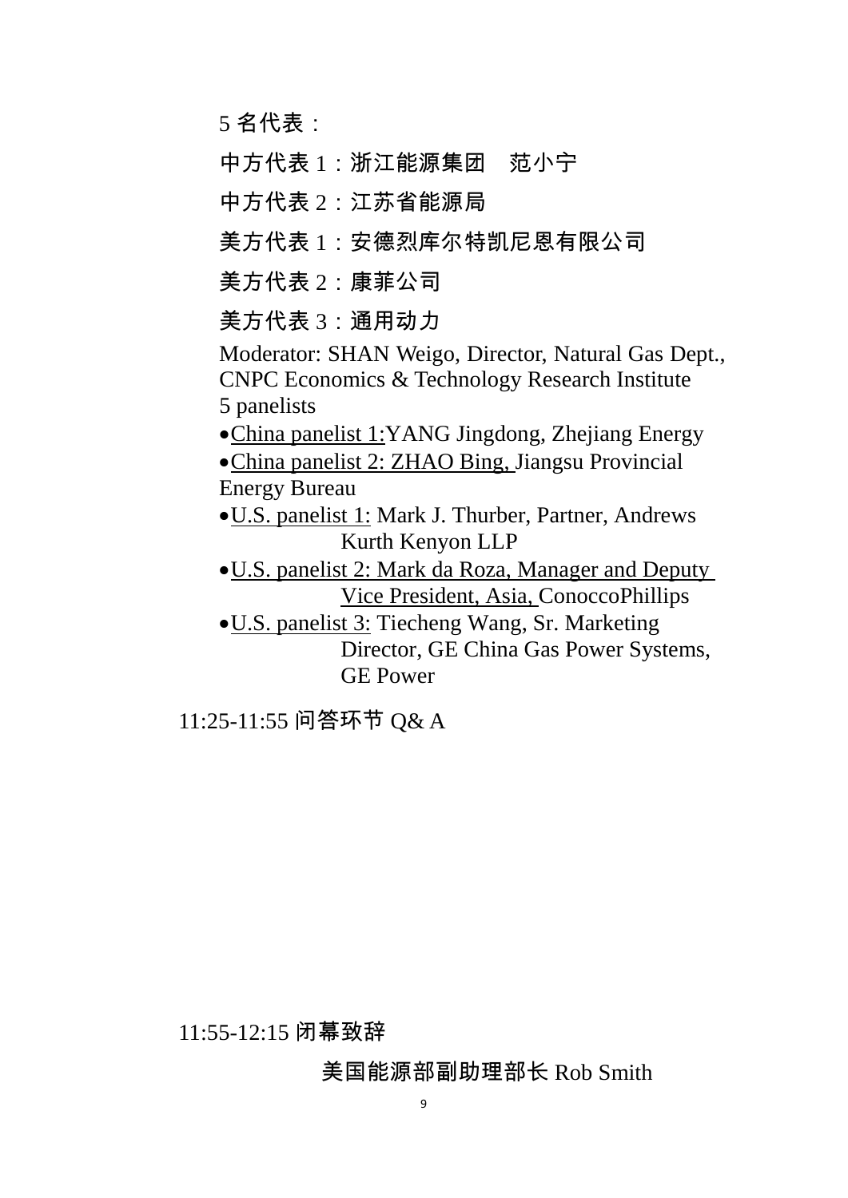5 名代表：

中方代表 1：浙江能源集团　范小宁

中方代表 2：江苏省能源局

美方代表 1：安德烈库尔特凯尼恩有限公司

美方代表 2：康菲公司

美方代表 3：通用动力

Moderator: SHAN Weigo, Director, Natural Gas Dept., CNPC Economics & Technology Research Institute
5 panelists

- China panelist 1:YANG Jingdong, Zhejiang Energy
- China panelist 2: ZHAO Bing, Jiangsu Provincial Energy Bureau
- U.S. panelist 1: Mark J. Thurber, Partner, Andrews Kurth Kenyon LLP
- U.S. panelist 2: Mark da Roza, Manager and Deputy Vice President, Asia, ConoccoPhillips
- U.S. panelist 3: Tiecheng Wang, Sr. Marketing Director, GE China Gas Power Systems, GE Power

11:25-11:55 问答环节 Q& A

11:55-12:15 闭幕致辞

美国能源部副助理部长 Rob Smith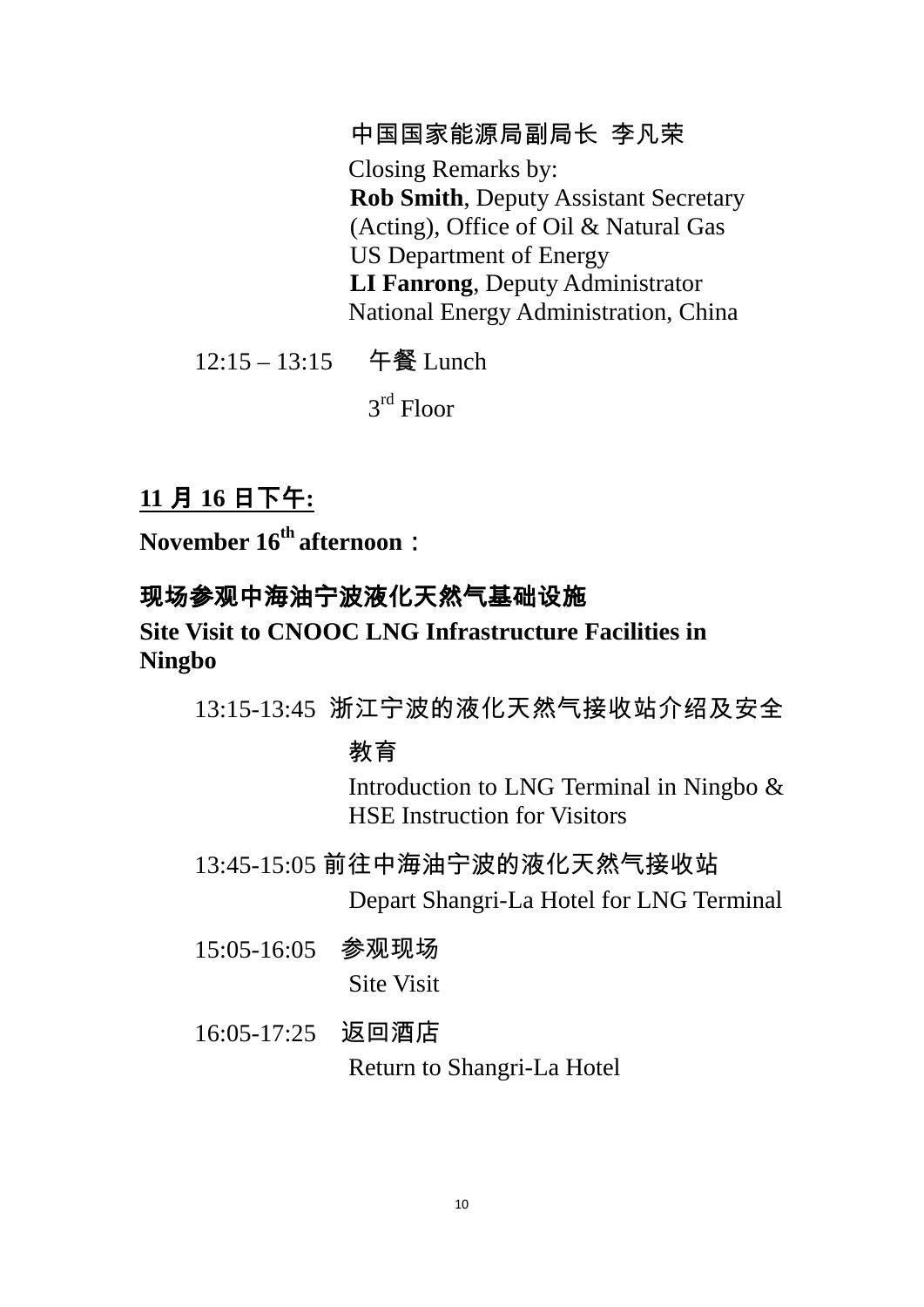中国国家能源局副局长 李凡荣

Closing Remarks by:

**Rob Smith**, Deputy Assistant Secretary (Acting), Office of Oil & Natural Gas
US Department of Energy

**LI Fanrong**, Deputy Administrator
National Energy Administration, China

12:15 – 13:15 午餐 Lunch

3rd Floor

**11 月 16 日下午:**

**November 16th afternoon**：

## 现场参观中海油宁波液化天然气基础设施

## Site Visit to CNOOC LNG Infrastructure Facilities in Ningbo

13:15-13:45 浙江宁波的液化天然气接收站介绍及安全教育

Introduction to LNG Terminal in Ningbo & HSE Instruction for Visitors

13:45-15:05 前往中海油宁波的液化天然气接收站

Depart Shangri-La Hotel for LNG Terminal

15:05-16:05 参观现场

Site Visit

16:05-17:25 返回酒店

Return to Shangri-La Hotel